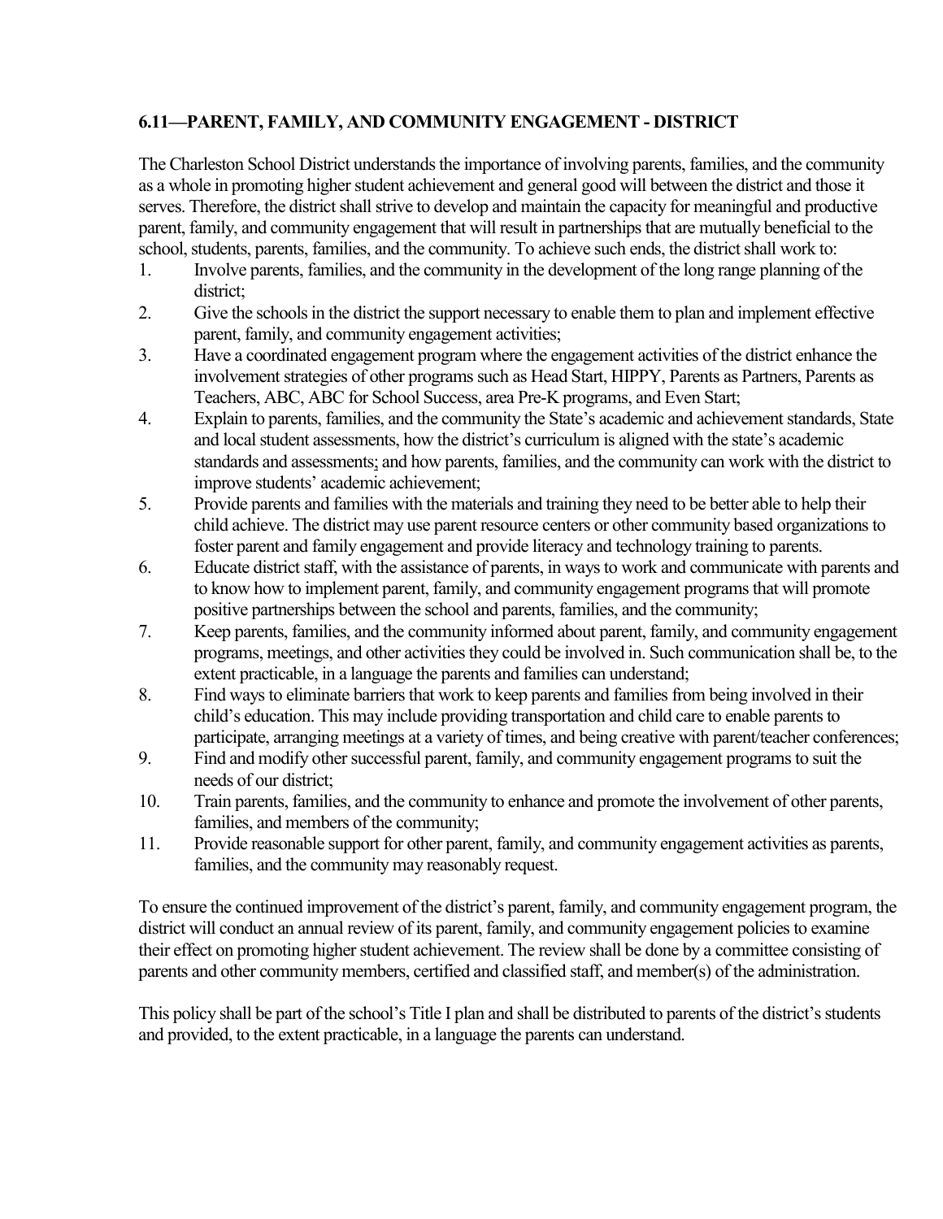## 6.11—PARENT, FAMILY, AND COMMUNITY ENGAGEMENT - DISTRICT

The Charleston School District understands the importance of involving parents, families, and the community as a whole in promoting higher student achievement and general good will between the district and those it serves. Therefore, the district shall strive to develop and maintain the capacity for meaningful and productive parent, family, and community engagement that will result in partnerships that are mutually beneficial to the school, students, parents, families, and the community. To achieve such ends, the district shall work to:

1. Involve parents, families, and the community in the development of the long range planning of the district;
2. Give the schools in the district the support necessary to enable them to plan and implement effective parent, family, and community engagement activities;
3. Have a coordinated engagement program where the engagement activities of the district enhance the involvement strategies of other programs such as Head Start, HIPPY, Parents as Partners, Parents as Teachers, ABC, ABC for School Success, area Pre-K programs, and Even Start;
4. Explain to parents, families, and the community the State's academic and achievement standards, State and local student assessments, how the district's curriculum is aligned with the state's academic standards and assessments; and how parents, families, and the community can work with the district to improve students' academic achievement;
5. Provide parents and families with the materials and training they need to be better able to help their child achieve. The district may use parent resource centers or other community based organizations to foster parent and family engagement and provide literacy and technology training to parents.
6. Educate district staff, with the assistance of parents, in ways to work and communicate with parents and to know how to implement parent, family, and community engagement programs that will promote positive partnerships between the school and parents, families, and the community;
7. Keep parents, families, and the community informed about parent, family, and community engagement programs, meetings, and other activities they could be involved in. Such communication shall be, to the extent practicable, in a language the parents and families can understand;
8. Find ways to eliminate barriers that work to keep parents and families from being involved in their child's education. This may include providing transportation and child care to enable parents to participate, arranging meetings at a variety of times, and being creative with parent/teacher conferences;
9. Find and modify other successful parent, family, and community engagement programs to suit the needs of our district;
10. Train parents, families, and the community to enhance and promote the involvement of other parents, families, and members of the community;
11. Provide reasonable support for other parent, family, and community engagement activities as parents, families, and the community may reasonably request.

To ensure the continued improvement of the district's parent, family, and community engagement program, the district will conduct an annual review of its parent, family, and community engagement policies to examine their effect on promoting higher student achievement. The review shall be done by a committee consisting of parents and other community members, certified and classified staff, and member(s) of the administration.

This policy shall be part of the school's Title I plan and shall be distributed to parents of the district's students and provided, to the extent practicable, in a language the parents can understand.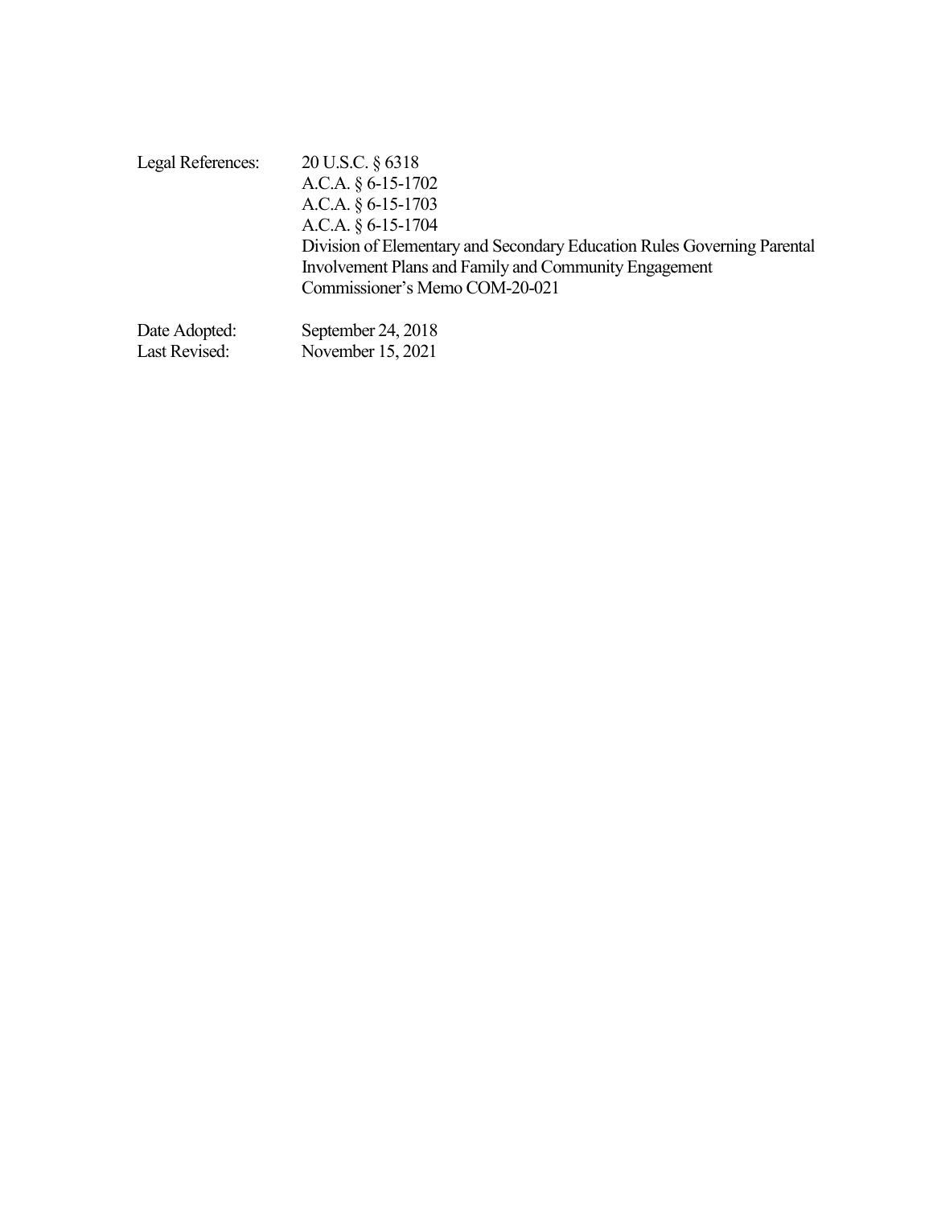Legal References:

20 U.S.C. § 6318
A.C.A. § 6-15-1702
A.C.A. § 6-15-1703
A.C.A. § 6-15-1704
Division of Elementary and Secondary Education Rules Governing Parental Involvement Plans and Family and Community Engagement
Commissioner's Memo COM-20-021

Date Adopted: September 24, 2018
Last Revised: November 15, 2021